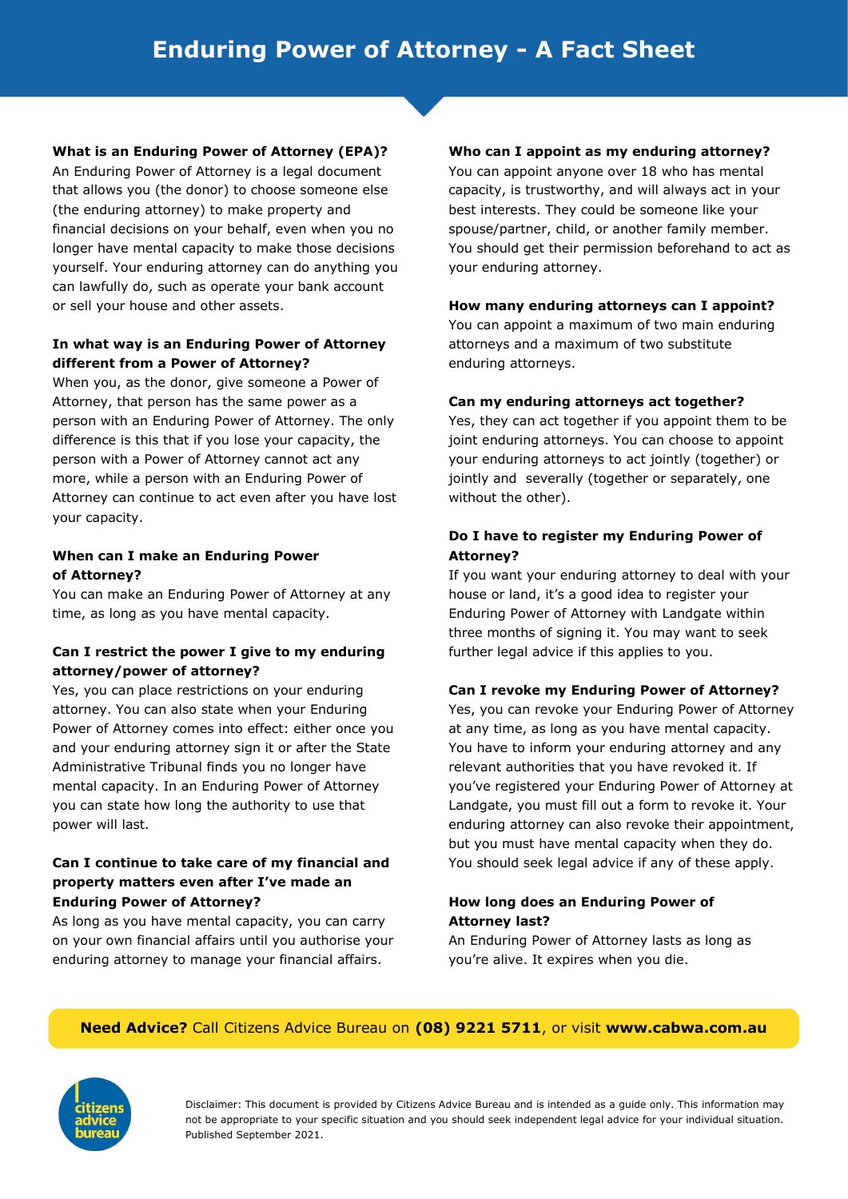# Enduring Power of Attorney - A Fact Sheet

**What is an Enduring Power of Attorney (EPA)?**
An Enduring Power of Attorney is a legal document that allows you (the donor) to choose someone else (the enduring attorney) to make property and financial decisions on your behalf, even when you no longer have mental capacity to make those decisions yourself. Your enduring attorney can do anything you can lawfully do, such as operate your bank account or sell your house and other assets.

**In what way is an Enduring Power of Attorney different from a Power of Attorney?**
When you, as the donor, give someone a Power of Attorney, that person has the same power as a person with an Enduring Power of Attorney. The only difference is this that if you lose your capacity, the person with a Power of Attorney cannot act any more, while a person with an Enduring Power of Attorney can continue to act even after you have lost your capacity.

**When can I make an Enduring Power of Attorney?**
You can make an Enduring Power of Attorney at any time, as long as you have mental capacity.

**Can I restrict the power I give to my enduring attorney/power of attorney?**
Yes, you can place restrictions on your enduring attorney. You can also state when your Enduring Power of Attorney comes into effect: either once you and your enduring attorney sign it or after the State Administrative Tribunal finds you no longer have mental capacity. In an Enduring Power of Attorney you can state how long the authority to use that power will last.

**Can I continue to take care of my financial and property matters even after I've made an Enduring Power of Attorney?**
As long as you have mental capacity, you can carry on your own financial affairs until you authorise your enduring attorney to manage your financial affairs.

**Who can I appoint as my enduring attorney?**
You can appoint anyone over 18 who has mental capacity, is trustworthy, and will always act in your best interests. They could be someone like your spouse/partner, child, or another family member. You should get their permission beforehand to act as your enduring attorney.

**How many enduring attorneys can I appoint?**
You can appoint a maximum of two main enduring attorneys and a maximum of two substitute enduring attorneys.

**Can my enduring attorneys act together?**
Yes, they can act together if you appoint them to be joint enduring attorneys. You can choose to appoint your enduring attorneys to act jointly (together) or jointly and severally (together or separately, one without the other).

**Do I have to register my Enduring Power of Attorney?**
If you want your enduring attorney to deal with your house or land, it's a good idea to register your Enduring Power of Attorney with Landgate within three months of signing it. You may want to seek further legal advice if this applies to you.

**Can I revoke my Enduring Power of Attorney?**
Yes, you can revoke your Enduring Power of Attorney at any time, as long as you have mental capacity. You have to inform your enduring attorney and any relevant authorities that you have revoked it. If you've registered your Enduring Power of Attorney at Landgate, you must fill out a form to revoke it. Your enduring attorney can also revoke their appointment, but you must have mental capacity when they do. You should seek legal advice if any of these apply.

**How long does an Enduring Power of Attorney last?**
An Enduring Power of Attorney lasts as long as you're alive. It expires when you die.

**Need Advice?** Call Citizens Advice Bureau on **(08) 9221 5711**, or visit **www.cabwa.com.au**

citizens advice bureau

Disclaimer: This document is provided by Citizens Advice Bureau and is intended as a guide only. This information may not be appropriate to your specific situation and you should seek independent legal advice for your individual situation. Published September 2021.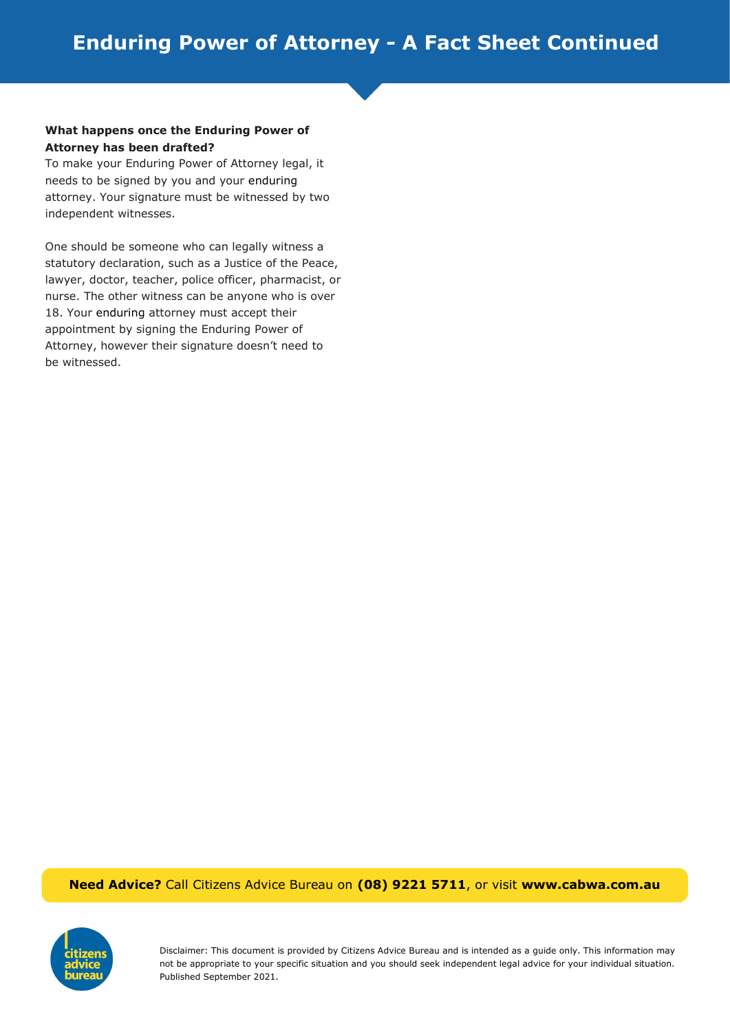# Enduring Power of Attorney - A Fact Sheet Continued

**What happens once the Enduring Power of Attorney has been drafted?**

To make your Enduring Power of Attorney legal, it needs to be signed by you and your enduring attorney. Your signature must be witnessed by two independent witnesses.

One should be someone who can legally witness a statutory declaration, such as a Justice of the Peace, lawyer, doctor, teacher, police officer, pharmacist, or nurse. The other witness can be anyone who is over 18. Your enduring attorney must accept their appointment by signing the Enduring Power of Attorney, however their signature doesn't need to be witnessed.

**Need Advice?** Call Citizens Advice Bureau on **(08) 9221 5711**, or visit **www.cabwa.com.au**

citizens advice bureau

Disclaimer: This document is provided by Citizens Advice Bureau and is intended as a guide only. This information may not be appropriate to your specific situation and you should seek independent legal advice for your individual situation. Published September 2021.